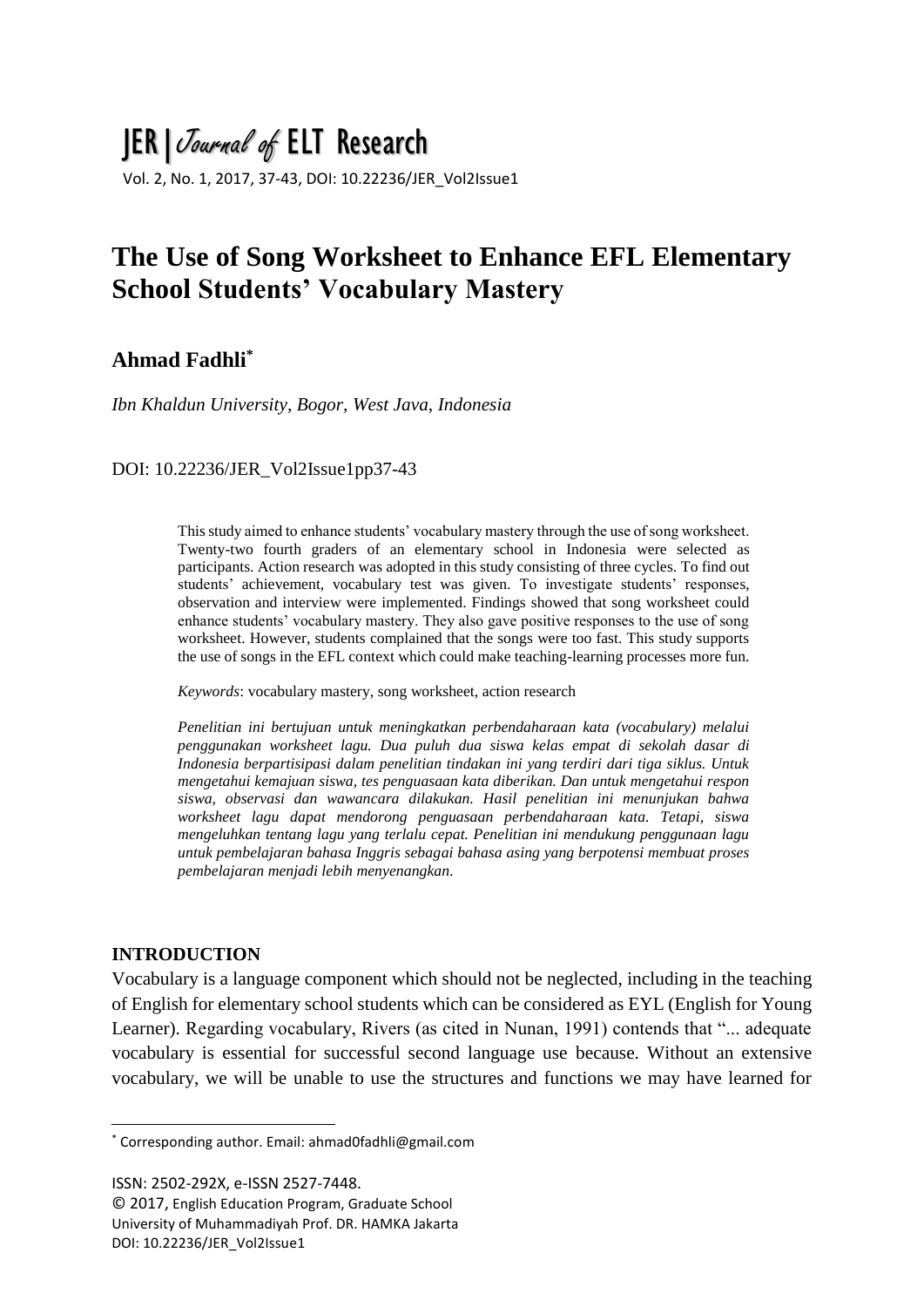# The Use of Song Worksheet to Enhance EFL Elementary School Students' Vocabulary Mastery

**Ahmad Fadhli**[*]

*Ibn Khaldun University, Bogor, West Java, Indonesia*

DOI: 10.22236/JER_Vol2Issue1pp37-43

This study aimed to enhance students' vocabulary mastery through the use of song worksheet. Twenty-two fourth graders of an elementary school in Indonesia were selected as participants. Action research was adopted in this study consisting of three cycles. To find out students' achievement, vocabulary test was given. To investigate students' responses, observation and interview were implemented. Findings showed that song worksheet could enhance students' vocabulary mastery. They also gave positive responses to the use of song worksheet. However, students complained that the songs were too fast. This study supports the use of songs in the EFL context which could make teaching-learning processes more fun.

*Keywords*: vocabulary mastery, song worksheet, action research

***Penelitian ini bertujuan untuk meningkatkan perbendaharaan kata (vocabulary) melalui penggunakan worksheet lagu. Dua puluh dua siswa kelas empat di sekolah dasar di Indonesia berpartisipasi dalam penelitian tindakan ini yang terdiri dari tiga siklus. Untuk mengetahui kemajuan siswa, tes penguasaan kata diberikan. Dan untuk mengetahui respon siswa, observasi dan wawancara dilakukan. Hasil penelitian ini menunjukan bahwa worksheet lagu dapat mendorong penguasaan perbendaharaan kata. Tetapi, siswa mengeluhkan tentang lagu yang terlalu cepat. Penelitian ini mendukung penggunaan lagu untuk pembelajaran bahasa Inggris sebagai bahasa asing yang berpotensi membuat proses pembelajaran menjadi lebih menyenangkan.***

## INTRODUCTION

Vocabulary is a language component which should not be neglected, including in the teaching of English for elementary school students which can be considered as EYL (English for Young Learner). Regarding vocabulary, Rivers (as cited in Nunan, 1991) contends that "... adequate vocabulary is essential for successful second language use because. Without an extensive vocabulary, we will be unable to use the structures and functions we may have learned for

[*] Corresponding author. Email: ahmad0fadhli@gmail.com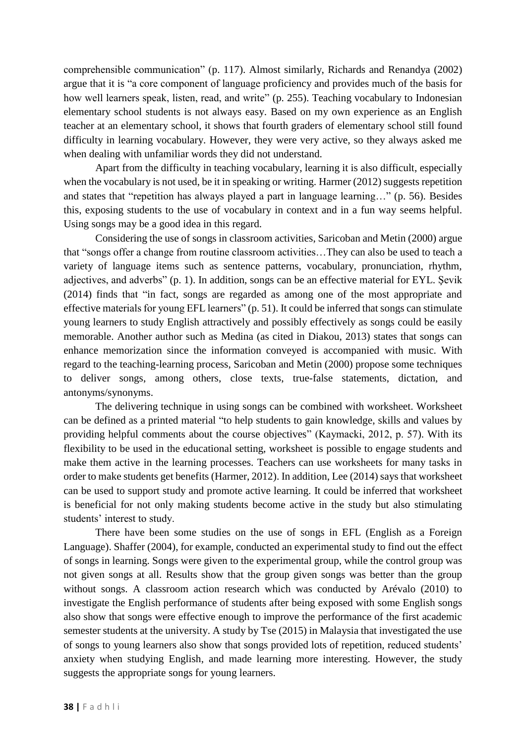comprehensible communication" (p. 117). Almost similarly, Richards and Renandya (2002) argue that it is "a core component of language proficiency and provides much of the basis for how well learners speak, listen, read, and write" (p. 255). Teaching vocabulary to Indonesian elementary school students is not always easy. Based on my own experience as an English teacher at an elementary school, it shows that fourth graders of elementary school still found difficulty in learning vocabulary. However, they were very active, so they always asked me when dealing with unfamiliar words they did not understand.

Apart from the difficulty in teaching vocabulary, learning it is also difficult, especially when the vocabulary is not used, be it in speaking or writing. Harmer (2012) suggests repetition and states that "repetition has always played a part in language learning…" (p. 56). Besides this, exposing students to the use of vocabulary in context and in a fun way seems helpful. Using songs may be a good idea in this regard.

Considering the use of songs in classroom activities, Saricoban and Metin (2000) argue that "songs offer a change from routine classroom activities…They can also be used to teach a variety of language items such as sentence patterns, vocabulary, pronunciation, rhythm, adjectives, and adverbs" (p. 1). In addition, songs can be an effective material for EYL. Şevik (2014) finds that "in fact, songs are regarded as among one of the most appropriate and effective materials for young EFL learners" (p. 51). It could be inferred that songs can stimulate young learners to study English attractively and possibly effectively as songs could be easily memorable. Another author such as Medina (as cited in Diakou, 2013) states that songs can enhance memorization since the information conveyed is accompanied with music. With regard to the teaching-learning process, Saricoban and Metin (2000) propose some techniques to deliver songs, among others, close texts, true-false statements, dictation, and antonyms/synonyms.

The delivering technique in using songs can be combined with worksheet. Worksheet can be defined as a printed material "to help students to gain knowledge, skills and values by providing helpful comments about the course objectives" (Kaymacki, 2012, p. 57). With its flexibility to be used in the educational setting, worksheet is possible to engage students and make them active in the learning processes. Teachers can use worksheets for many tasks in order to make students get benefits (Harmer, 2012). In addition, Lee (2014) says that worksheet can be used to support study and promote active learning. It could be inferred that worksheet is beneficial for not only making students become active in the study but also stimulating students' interest to study.

There have been some studies on the use of songs in EFL (English as a Foreign Language). Shaffer (2004), for example, conducted an experimental study to find out the effect of songs in learning. Songs were given to the experimental group, while the control group was not given songs at all. Results show that the group given songs was better than the group without songs. A classroom action research which was conducted by Arévalo (2010) to investigate the English performance of students after being exposed with some English songs also show that songs were effective enough to improve the performance of the first academic semester students at the university. A study by Tse (2015) in Malaysia that investigated the use of songs to young learners also show that songs provided lots of repetition, reduced students' anxiety when studying English, and made learning more interesting. However, the study suggests the appropriate songs for young learners.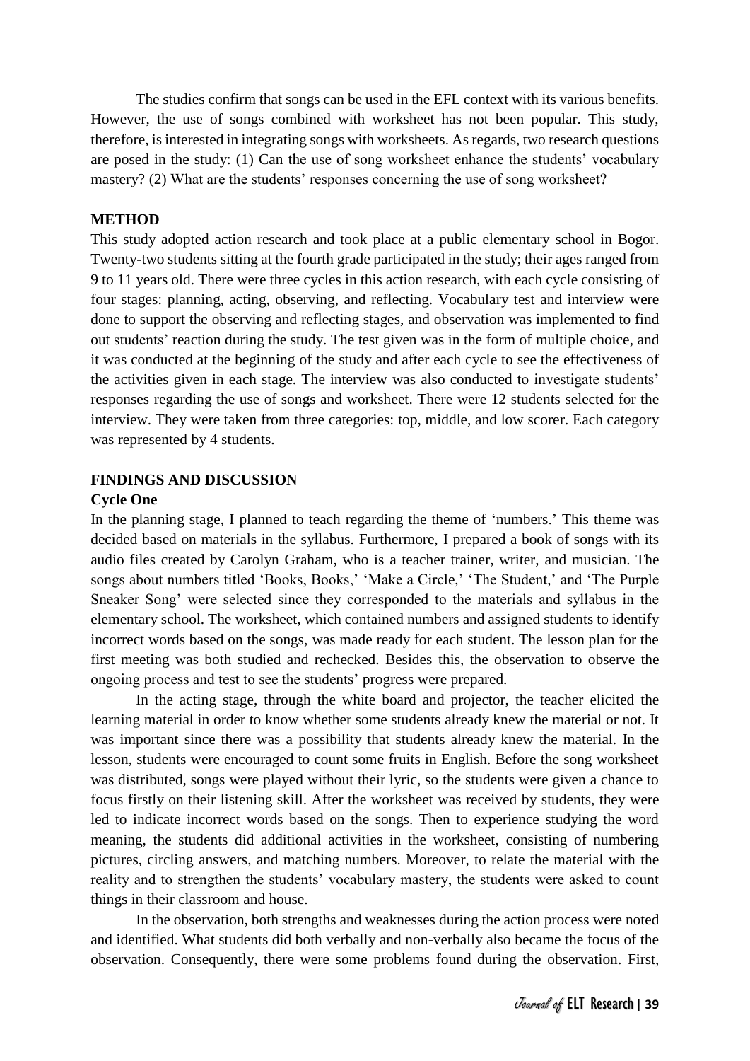The studies confirm that songs can be used in the EFL context with its various benefits. However, the use of songs combined with worksheet has not been popular. This study, therefore, is interested in integrating songs with worksheets. As regards, two research questions are posed in the study: (1) Can the use of song worksheet enhance the students' vocabulary mastery? (2) What are the students' responses concerning the use of song worksheet?

## METHOD

This study adopted action research and took place at a public elementary school in Bogor. Twenty-two students sitting at the fourth grade participated in the study; their ages ranged from 9 to 11 years old. There were three cycles in this action research, with each cycle consisting of four stages: planning, acting, observing, and reflecting. Vocabulary test and interview were done to support the observing and reflecting stages, and observation was implemented to find out students' reaction during the study. The test given was in the form of multiple choice, and it was conducted at the beginning of the study and after each cycle to see the effectiveness of the activities given in each stage. The interview was also conducted to investigate students' responses regarding the use of songs and worksheet. There were 12 students selected for the interview. They were taken from three categories: top, middle, and low scorer. Each category was represented by 4 students.

## FINDINGS AND DISCUSSION

### Cycle One

In the planning stage, I planned to teach regarding the theme of 'numbers.' This theme was decided based on materials in the syllabus. Furthermore, I prepared a book of songs with its audio files created by Carolyn Graham, who is a teacher trainer, writer, and musician. The songs about numbers titled 'Books, Books,' 'Make a Circle,' 'The Student,' and 'The Purple Sneaker Song' were selected since they corresponded to the materials and syllabus in the elementary school. The worksheet, which contained numbers and assigned students to identify incorrect words based on the songs, was made ready for each student. The lesson plan for the first meeting was both studied and rechecked. Besides this, the observation to observe the ongoing process and test to see the students' progress were prepared.

In the acting stage, through the white board and projector, the teacher elicited the learning material in order to know whether some students already knew the material or not. It was important since there was a possibility that students already knew the material. In the lesson, students were encouraged to count some fruits in English. Before the song worksheet was distributed, songs were played without their lyric, so the students were given a chance to focus firstly on their listening skill. After the worksheet was received by students, they were led to indicate incorrect words based on the songs. Then to experience studying the word meaning, the students did additional activities in the worksheet, consisting of numbering pictures, circling answers, and matching numbers. Moreover, to relate the material with the reality and to strengthen the students' vocabulary mastery, the students were asked to count things in their classroom and house.

In the observation, both strengths and weaknesses during the action process were noted and identified. What students did both verbally and non-verbally also became the focus of the observation. Consequently, there were some problems found during the observation. First,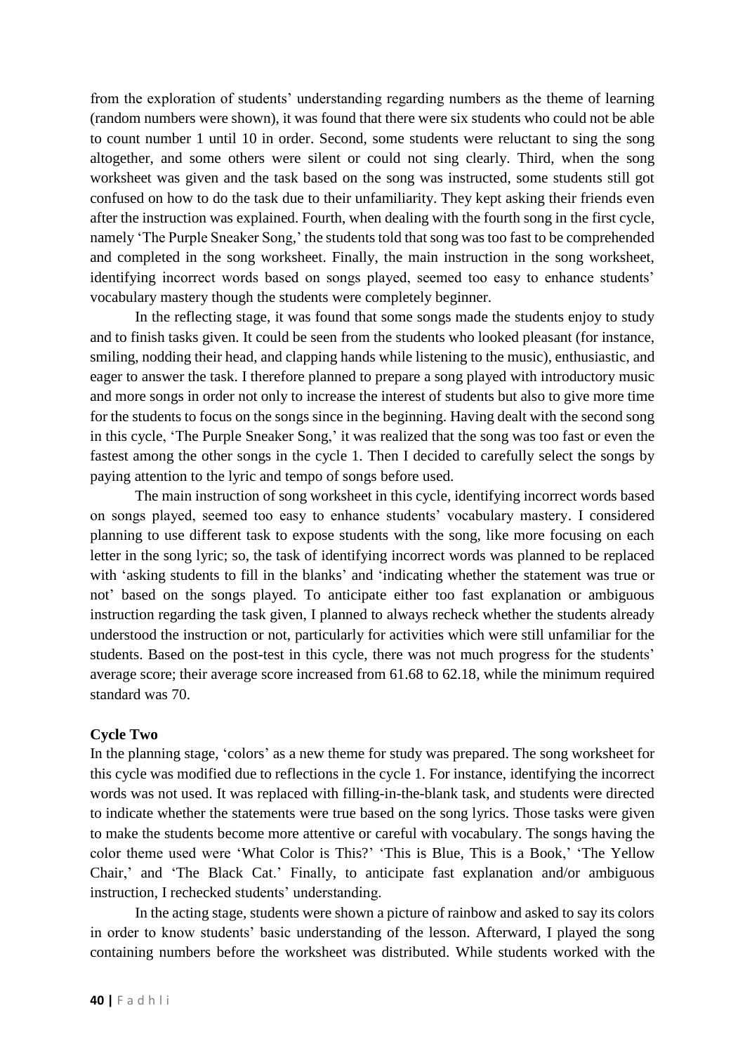from the exploration of students' understanding regarding numbers as the theme of learning (random numbers were shown), it was found that there were six students who could not be able to count number 1 until 10 in order. Second, some students were reluctant to sing the song altogether, and some others were silent or could not sing clearly. Third, when the song worksheet was given and the task based on the song was instructed, some students still got confused on how to do the task due to their unfamiliarity. They kept asking their friends even after the instruction was explained. Fourth, when dealing with the fourth song in the first cycle, namely 'The Purple Sneaker Song,' the students told that song was too fast to be comprehended and completed in the song worksheet. Finally, the main instruction in the song worksheet, identifying incorrect words based on songs played, seemed too easy to enhance students' vocabulary mastery though the students were completely beginner.

In the reflecting stage, it was found that some songs made the students enjoy to study and to finish tasks given. It could be seen from the students who looked pleasant (for instance, smiling, nodding their head, and clapping hands while listening to the music), enthusiastic, and eager to answer the task. I therefore planned to prepare a song played with introductory music and more songs in order not only to increase the interest of students but also to give more time for the students to focus on the songs since in the beginning. Having dealt with the second song in this cycle, 'The Purple Sneaker Song,' it was realized that the song was too fast or even the fastest among the other songs in the cycle 1. Then I decided to carefully select the songs by paying attention to the lyric and tempo of songs before used.

The main instruction of song worksheet in this cycle, identifying incorrect words based on songs played, seemed too easy to enhance students' vocabulary mastery. I considered planning to use different task to expose students with the song, like more focusing on each letter in the song lyric; so, the task of identifying incorrect words was planned to be replaced with 'asking students to fill in the blanks' and 'indicating whether the statement was true or not' based on the songs played. To anticipate either too fast explanation or ambiguous instruction regarding the task given, I planned to always recheck whether the students already understood the instruction or not, particularly for activities which were still unfamiliar for the students. Based on the post-test in this cycle, there was not much progress for the students' average score; their average score increased from 61.68 to 62.18, while the minimum required standard was 70.

**Cycle Two**

In the planning stage, 'colors' as a new theme for study was prepared. The song worksheet for this cycle was modified due to reflections in the cycle 1. For instance, identifying the incorrect words was not used. It was replaced with filling-in-the-blank task, and students were directed to indicate whether the statements were true based on the song lyrics. Those tasks were given to make the students become more attentive or careful with vocabulary. The songs having the color theme used were 'What Color is This?' 'This is Blue, This is a Book,' 'The Yellow Chair,' and 'The Black Cat.' Finally, to anticipate fast explanation and/or ambiguous instruction, I rechecked students' understanding.

In the acting stage, students were shown a picture of rainbow and asked to say its colors in order to know students' basic understanding of the lesson. Afterward, I played the song containing numbers before the worksheet was distributed. While students worked with the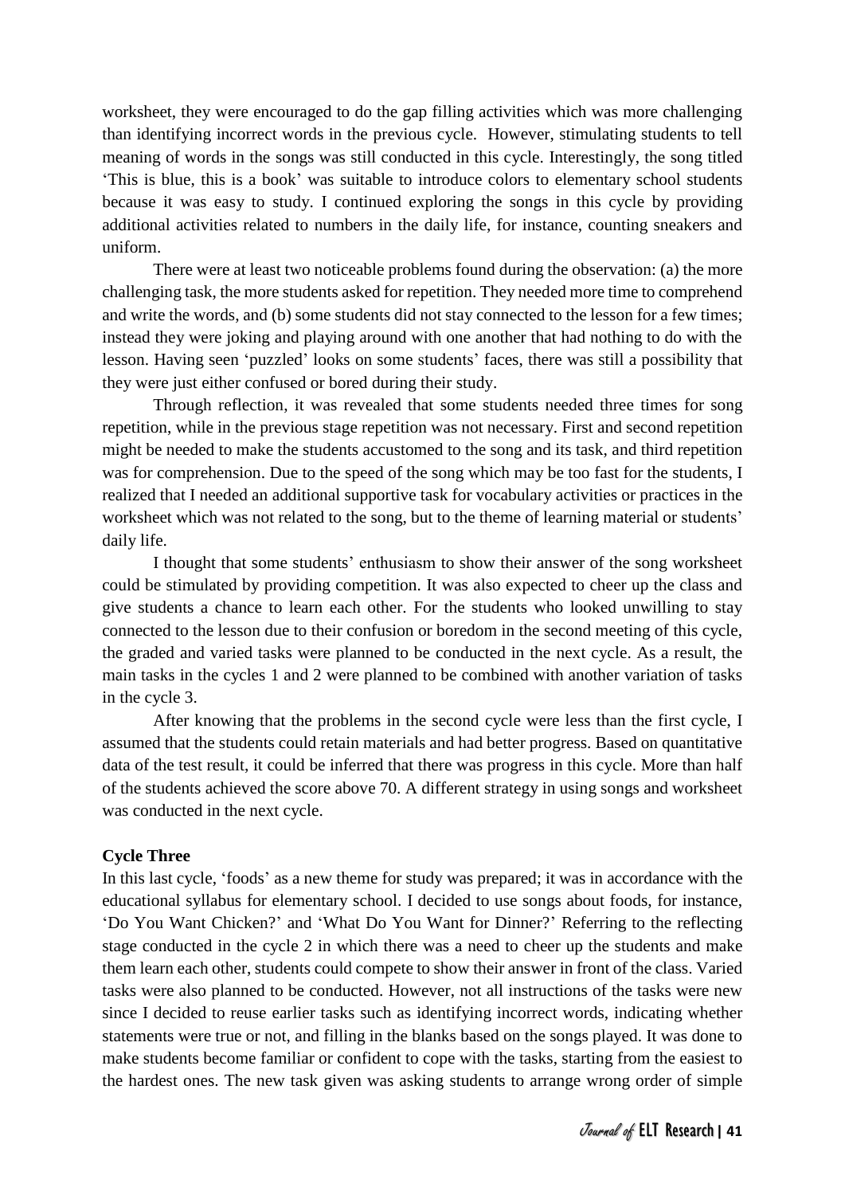worksheet, they were encouraged to do the gap filling activities which was more challenging than identifying incorrect words in the previous cycle. However, stimulating students to tell meaning of words in the songs was still conducted in this cycle. Interestingly, the song titled 'This is blue, this is a book' was suitable to introduce colors to elementary school students because it was easy to study. I continued exploring the songs in this cycle by providing additional activities related to numbers in the daily life, for instance, counting sneakers and uniform.

There were at least two noticeable problems found during the observation: (a) the more challenging task, the more students asked for repetition. They needed more time to comprehend and write the words, and (b) some students did not stay connected to the lesson for a few times; instead they were joking and playing around with one another that had nothing to do with the lesson. Having seen 'puzzled' looks on some students' faces, there was still a possibility that they were just either confused or bored during their study.

Through reflection, it was revealed that some students needed three times for song repetition, while in the previous stage repetition was not necessary. First and second repetition might be needed to make the students accustomed to the song and its task, and third repetition was for comprehension. Due to the speed of the song which may be too fast for the students, I realized that I needed an additional supportive task for vocabulary activities or practices in the worksheet which was not related to the song, but to the theme of learning material or students' daily life.

I thought that some students' enthusiasm to show their answer of the song worksheet could be stimulated by providing competition. It was also expected to cheer up the class and give students a chance to learn each other. For the students who looked unwilling to stay connected to the lesson due to their confusion or boredom in the second meeting of this cycle, the graded and varied tasks were planned to be conducted in the next cycle. As a result, the main tasks in the cycles 1 and 2 were planned to be combined with another variation of tasks in the cycle 3.

After knowing that the problems in the second cycle were less than the first cycle, I assumed that the students could retain materials and had better progress. Based on quantitative data of the test result, it could be inferred that there was progress in this cycle. More than half of the students achieved the score above 70. A different strategy in using songs and worksheet was conducted in the next cycle.

**Cycle Three**

In this last cycle, 'foods' as a new theme for study was prepared; it was in accordance with the educational syllabus for elementary school. I decided to use songs about foods, for instance, 'Do You Want Chicken?' and 'What Do You Want for Dinner?' Referring to the reflecting stage conducted in the cycle 2 in which there was a need to cheer up the students and make them learn each other, students could compete to show their answer in front of the class. Varied tasks were also planned to be conducted. However, not all instructions of the tasks were new since I decided to reuse earlier tasks such as identifying incorrect words, indicating whether statements were true or not, and filling in the blanks based on the songs played. It was done to make students become familiar or confident to cope with the tasks, starting from the easiest to the hardest ones. The new task given was asking students to arrange wrong order of simple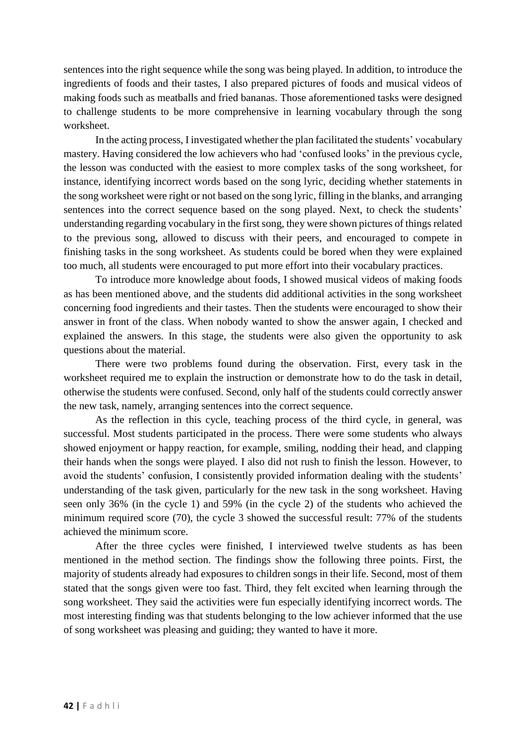sentences into the right sequence while the song was being played. In addition, to introduce the ingredients of foods and their tastes, I also prepared pictures of foods and musical videos of making foods such as meatballs and fried bananas. Those aforementioned tasks were designed to challenge students to be more comprehensive in learning vocabulary through the song worksheet.

In the acting process, I investigated whether the plan facilitated the students' vocabulary mastery. Having considered the low achievers who had 'confused looks' in the previous cycle, the lesson was conducted with the easiest to more complex tasks of the song worksheet, for instance, identifying incorrect words based on the song lyric, deciding whether statements in the song worksheet were right or not based on the song lyric, filling in the blanks, and arranging sentences into the correct sequence based on the song played. Next, to check the students' understanding regarding vocabulary in the first song, they were shown pictures of things related to the previous song, allowed to discuss with their peers, and encouraged to compete in finishing tasks in the song worksheet. As students could be bored when they were explained too much, all students were encouraged to put more effort into their vocabulary practices.

To introduce more knowledge about foods, I showed musical videos of making foods as has been mentioned above, and the students did additional activities in the song worksheet concerning food ingredients and their tastes. Then the students were encouraged to show their answer in front of the class. When nobody wanted to show the answer again, I checked and explained the answers. In this stage, the students were also given the opportunity to ask questions about the material.

There were two problems found during the observation. First, every task in the worksheet required me to explain the instruction or demonstrate how to do the task in detail, otherwise the students were confused. Second, only half of the students could correctly answer the new task, namely, arranging sentences into the correct sequence.

As the reflection in this cycle, teaching process of the third cycle, in general, was successful. Most students participated in the process. There were some students who always showed enjoyment or happy reaction, for example, smiling, nodding their head, and clapping their hands when the songs were played. I also did not rush to finish the lesson. However, to avoid the students' confusion, I consistently provided information dealing with the students' understanding of the task given, particularly for the new task in the song worksheet. Having seen only 36% (in the cycle 1) and 59% (in the cycle 2) of the students who achieved the minimum required score (70), the cycle 3 showed the successful result: 77% of the students achieved the minimum score.

After the three cycles were finished, I interviewed twelve students as has been mentioned in the method section. The findings show the following three points. First, the majority of students already had exposures to children songs in their life. Second, most of them stated that the songs given were too fast. Third, they felt excited when learning through the song worksheet. They said the activities were fun especially identifying incorrect words. The most interesting finding was that students belonging to the low achiever informed that the use of song worksheet was pleasing and guiding; they wanted to have it more.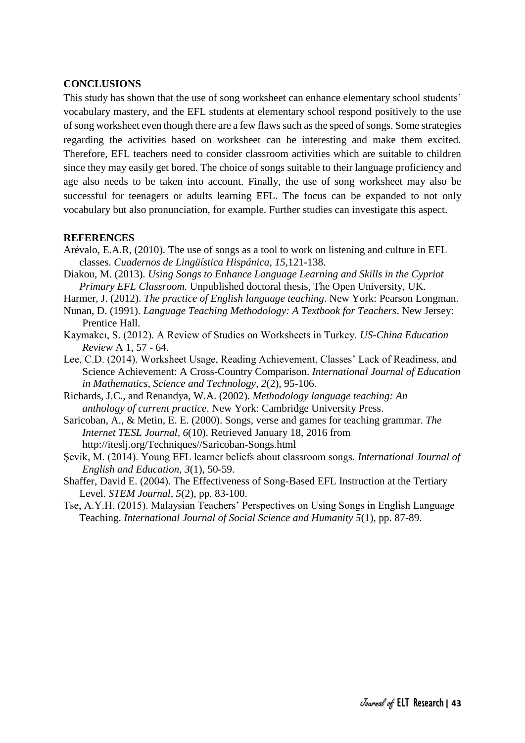## CONCLUSIONS

This study has shown that the use of song worksheet can enhance elementary school students' vocabulary mastery, and the EFL students at elementary school respond positively to the use of song worksheet even though there are a few flaws such as the speed of songs. Some strategies regarding the activities based on worksheet can be interesting and make them excited. Therefore, EFL teachers need to consider classroom activities which are suitable to children since they may easily get bored. The choice of songs suitable to their language proficiency and age also needs to be taken into account. Finally, the use of song worksheet may also be successful for teenagers or adults learning EFL. The focus can be expanded to not only vocabulary but also pronunciation, for example. Further studies can investigate this aspect.

## REFERENCES

Arévalo, E.A.R, (2010). The use of songs as a tool to work on listening and culture in EFL classes. *Cuadernos de Lingüística Hispánica, 15,*121-138.

Diakou, M. (2013). *Using Songs to Enhance Language Learning and Skills in the Cypriot Primary EFL Classroom.* Unpublished doctoral thesis, The Open University, UK.

Harmer, J. (2012). *The practice of English language teaching*. New York: Pearson Longman.

Nunan, D. (1991). *Language Teaching Methodology: A Textbook for Teachers*. New Jersey: Prentice Hall.

Kaymakcı, S. (2012). A Review of Studies on Worksheets in Turkey. *US-China Education Review* A 1, 57 - 64.

Lee, C.D. (2014). Worksheet Usage, Reading Achievement, Classes' Lack of Readiness, and Science Achievement: A Cross-Country Comparison. *International Journal of Education in Mathematics, Science and Technology*, *2*(2), 95-106.

Richards, J.C., and Renandya, W.A. (2002). *Methodology language teaching: An anthology of current practice*. New York: Cambridge University Press.

Saricoban, A., & Metin, E. E. (2000). Songs, verse and games for teaching grammar. *The Internet TESL Journal*, *6*(10). Retrieved January 18, 2016 from http://iteslj.org/Techniques//Saricoban-Songs.html

Şevik, M. (2014). Young EFL learner beliefs about classroom songs. *International Journal of English and Education*, *3*(1), 50-59.

Shaffer, David E. (2004). The Effectiveness of Song-Based EFL Instruction at the Tertiary Level. *STEM Journal, 5*(2), pp. 83-100.

Tse, A.Y.H. (2015). Malaysian Teachers' Perspectives on Using Songs in English Language Teaching. *International Journal of Social Science and Humanity 5*(1), pp. 87-89.